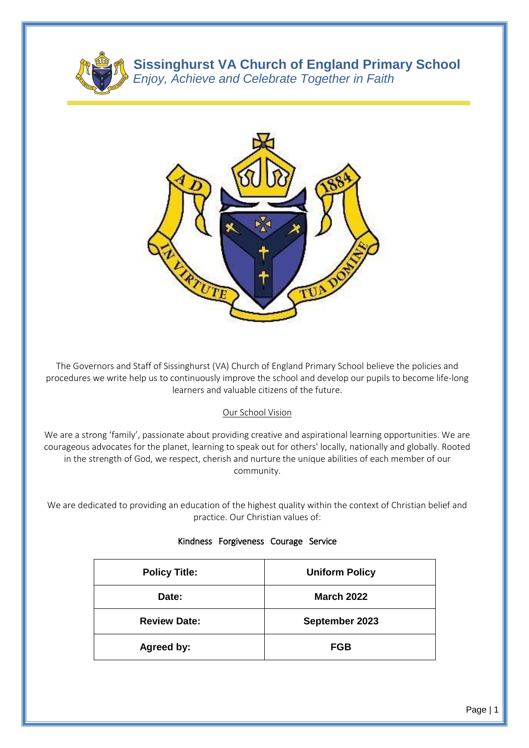# Sissinghurst VA Church of England Primary School

*Enjoy, Achieve and Celebrate Together in Faith*

The Governors and Staff of Sissinghurst (VA) Church of England Primary School believe the policies and procedures we write help us to continuously improve the school and develop our pupils to become life-long learners and valuable citizens of the future.

Our School Vision

We are a strong 'family', passionate about providing creative and aspirational learning opportunities. We are courageous advocates for the planet, learning to speak out for others' locally, nationally and globally. Rooted in the strength of God, we respect, cherish and nurture the unique abilities of each member of our community.

We are dedicated to providing an education of the highest quality within the context of Christian belief and practice. Our Christian values of:

Kindness Forgiveness Courage Service

| **Policy Title:** | **Uniform Policy** |
|---|---|
| **Date:** | **March 2022** |
| **Review Date:** | **September 2023** |
| **Agreed by:** | **FGB** |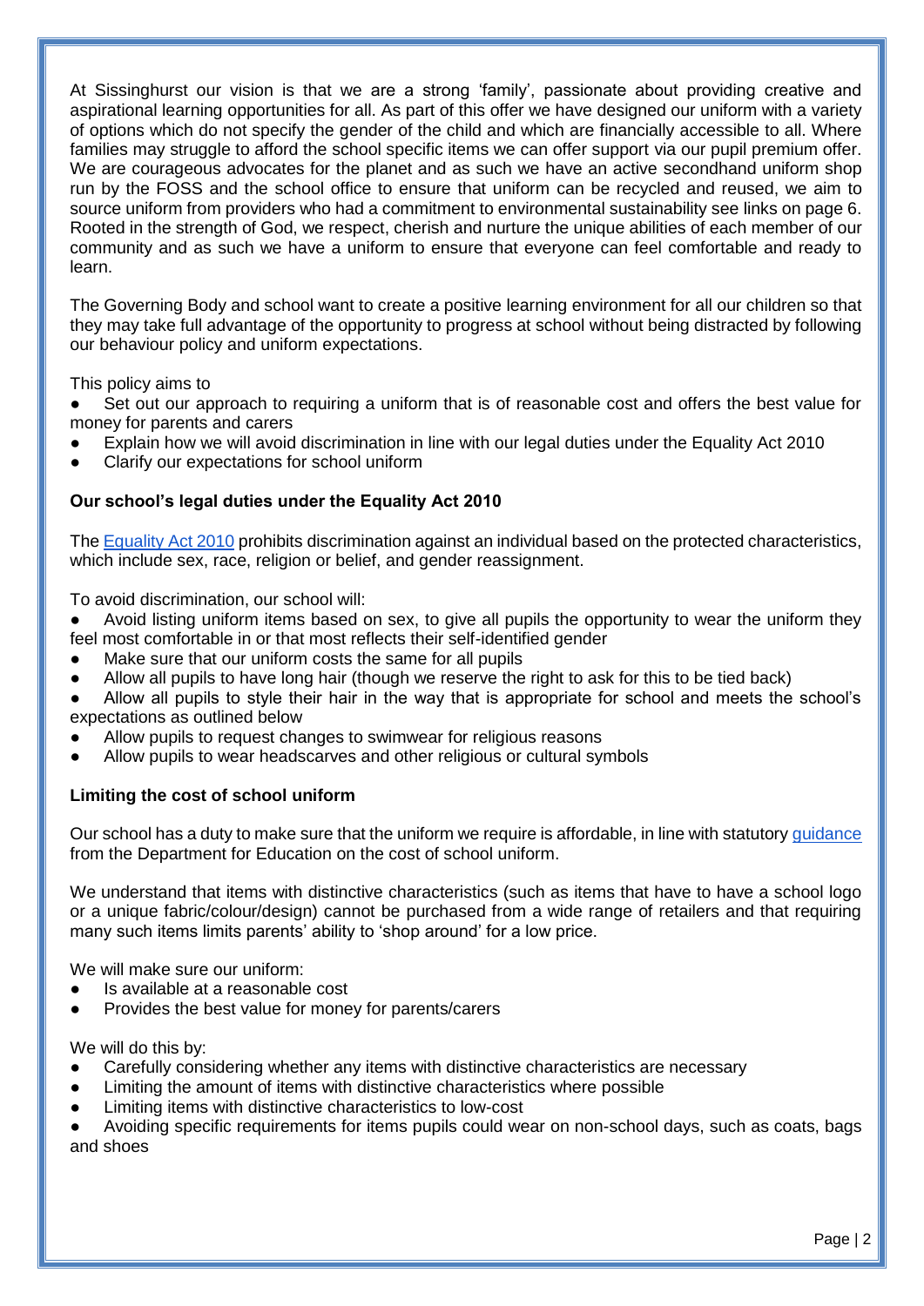At Sissinghurst our vision is that we are a strong 'family', passionate about providing creative and aspirational learning opportunities for all. As part of this offer we have designed our uniform with a variety of options which do not specify the gender of the child and which are financially accessible to all. Where families may struggle to afford the school specific items we can offer support via our pupil premium offer. We are courageous advocates for the planet and as such we have an active secondhand uniform shop run by the FOSS and the school office to ensure that uniform can be recycled and reused, we aim to source uniform from providers who had a commitment to environmental sustainability see links on page 6. Rooted in the strength of God, we respect, cherish and nurture the unique abilities of each member of our community and as such we have a uniform to ensure that everyone can feel comfortable and ready to learn.

The Governing Body and school want to create a positive learning environment for all our children so that they may take full advantage of the opportunity to progress at school without being distracted by following our behaviour policy and uniform expectations.

This policy aims to

- Set out our approach to requiring a uniform that is of reasonable cost and offers the best value for money for parents and carers
- Explain how we will avoid discrimination in line with our legal duties under the Equality Act 2010
- Clarify our expectations for school uniform

**Our school's legal duties under the Equality Act 2010**

The Equality Act 2010 prohibits discrimination against an individual based on the protected characteristics, which include sex, race, religion or belief, and gender reassignment.

To avoid discrimination, our school will:

- Avoid listing uniform items based on sex, to give all pupils the opportunity to wear the uniform they feel most comfortable in or that most reflects their self-identified gender
- Make sure that our uniform costs the same for all pupils
- Allow all pupils to have long hair (though we reserve the right to ask for this to be tied back)
- Allow all pupils to style their hair in the way that is appropriate for school and meets the school's expectations as outlined below
- Allow pupils to request changes to swimwear for religious reasons
- Allow pupils to wear headscarves and other religious or cultural symbols

**Limiting the cost of school uniform**

Our school has a duty to make sure that the uniform we require is affordable, in line with statutory guidance from the Department for Education on the cost of school uniform.

We understand that items with distinctive characteristics (such as items that have to have a school logo or a unique fabric/colour/design) cannot be purchased from a wide range of retailers and that requiring many such items limits parents' ability to 'shop around' for a low price.

We will make sure our uniform:

- Is available at a reasonable cost
- Provides the best value for money for parents/carers

We will do this by:

- Carefully considering whether any items with distinctive characteristics are necessary
- Limiting the amount of items with distinctive characteristics where possible
- Limiting items with distinctive characteristics to low-cost
- Avoiding specific requirements for items pupils could wear on non-school days, such as coats, bags and shoes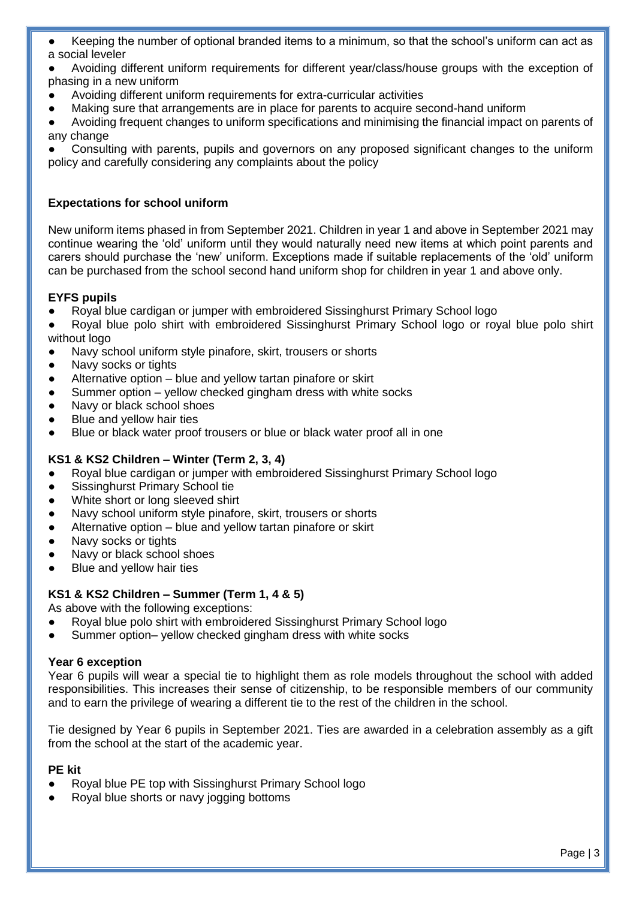- Keeping the number of optional branded items to a minimum, so that the school's uniform can act as a social leveler
- Avoiding different uniform requirements for different year/class/house groups with the exception of phasing in a new uniform
- Avoiding different uniform requirements for extra-curricular activities
- Making sure that arrangements are in place for parents to acquire second-hand uniform
- Avoiding frequent changes to uniform specifications and minimising the financial impact on parents of any change
- Consulting with parents, pupils and governors on any proposed significant changes to the uniform policy and carefully considering any complaints about the policy

## Expectations for school uniform

New uniform items phased in from September 2021. Children in year 1 and above in September 2021 may continue wearing the 'old' uniform until they would naturally need new items at which point parents and carers should purchase the 'new' uniform. Exceptions made if suitable replacements of the 'old' uniform can be purchased from the school second hand uniform shop for children in year 1 and above only.

### EYFS pupils

- Royal blue cardigan or jumper with embroidered Sissinghurst Primary School logo
- Royal blue polo shirt with embroidered Sissinghurst Primary School logo or royal blue polo shirt without logo
- Navy school uniform style pinafore, skirt, trousers or shorts
- Navy socks or tights
- Alternative option – blue and yellow tartan pinafore or skirt
- Summer option – yellow checked gingham dress with white socks
- Navy or black school shoes
- Blue and yellow hair ties
- Blue or black water proof trousers or blue or black water proof all in one

### KS1 & KS2 Children – Winter (Term 2, 3, 4)

- Royal blue cardigan or jumper with embroidered Sissinghurst Primary School logo
- Sissinghurst Primary School tie
- White short or long sleeved shirt
- Navy school uniform style pinafore, skirt, trousers or shorts
- Alternative option – blue and yellow tartan pinafore or skirt
- Navy socks or tights
- Navy or black school shoes
- Blue and yellow hair ties

### KS1 & KS2 Children – Summer (Term 1, 4 & 5)

As above with the following exceptions:

- Royal blue polo shirt with embroidered Sissinghurst Primary School logo
- Summer option– yellow checked gingham dress with white socks

### Year 6 exception

Year 6 pupils will wear a special tie to highlight them as role models throughout the school with added responsibilities. This increases their sense of citizenship, to be responsible members of our community and to earn the privilege of wearing a different tie to the rest of the children in the school.

Tie designed by Year 6 pupils in September 2021. Ties are awarded in a celebration assembly as a gift from the school at the start of the academic year.

### PE kit

- Royal blue PE top with Sissinghurst Primary School logo
- Royal blue shorts or navy jogging bottoms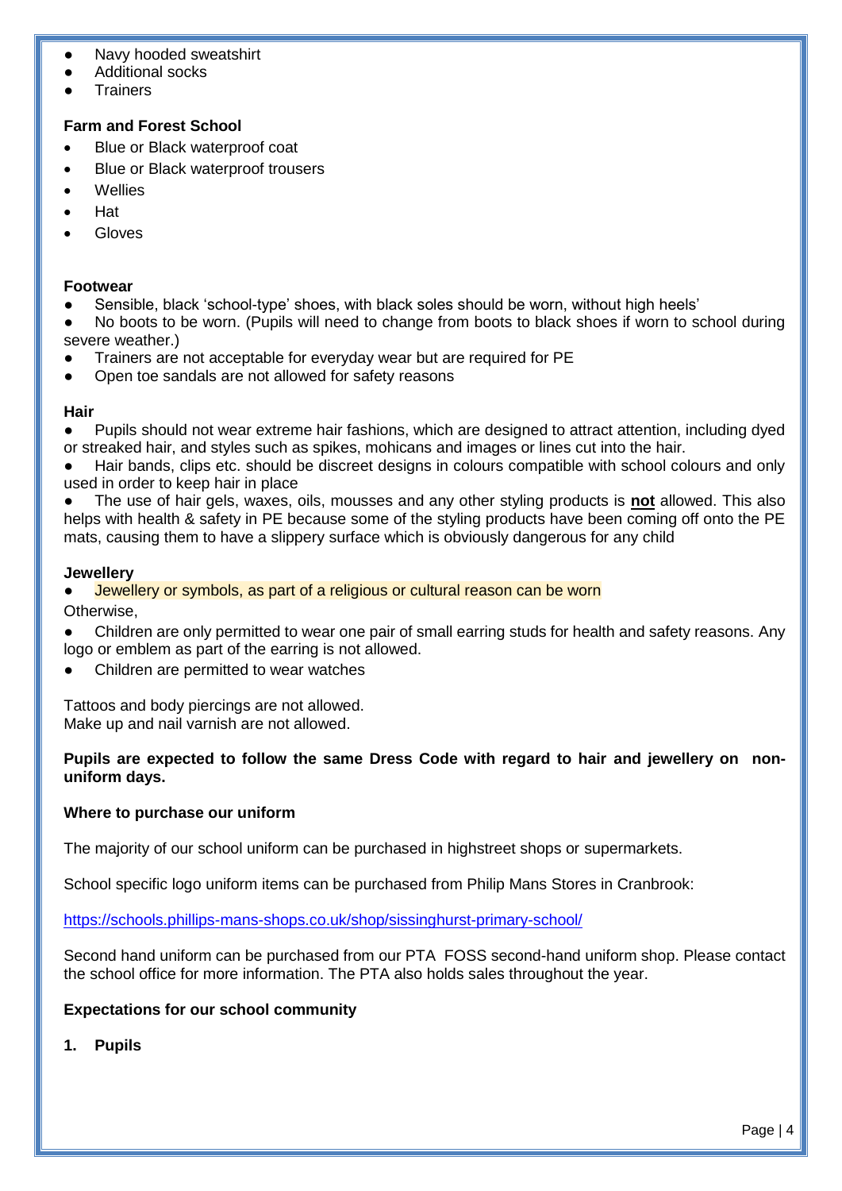- Navy hooded sweatshirt
- Additional socks
- Trainers

**Farm and Forest School**

- Blue or Black waterproof coat
- Blue or Black waterproof trousers
- Wellies
- Hat
- Gloves

**Footwear**

- Sensible, black 'school-type' shoes, with black soles should be worn, without high heels'
- No boots to be worn. (Pupils will need to change from boots to black shoes if worn to school during severe weather.)
- Trainers are not acceptable for everyday wear but are required for PE
- Open toe sandals are not allowed for safety reasons

**Hair**

- Pupils should not wear extreme hair fashions, which are designed to attract attention, including dyed or streaked hair, and styles such as spikes, mohicans and images or lines cut into the hair.
- Hair bands, clips etc. should be discreet designs in colours compatible with school colours and only used in order to keep hair in place
- The use of hair gels, waxes, oils, mousses and any other styling products is **not** allowed. This also helps with health & safety in PE because some of the styling products have been coming off onto the PE mats, causing them to have a slippery surface which is obviously dangerous for any child

**Jewellery**

- Jewellery or symbols, as part of a religious or cultural reason can be worn

Otherwise,

- Children are only permitted to wear one pair of small earring studs for health and safety reasons. Any logo or emblem as part of the earring is not allowed.
- Children are permitted to wear watches

Tattoos and body piercings are not allowed.
Make up and nail varnish are not allowed.

**Pupils are expected to follow the same Dress Code with regard to hair and jewellery on non-uniform days.**

**Where to purchase our uniform**

The majority of our school uniform can be purchased in highstreet shops or supermarkets.

School specific logo uniform items can be purchased from Philip Mans Stores in Cranbrook:

https://schools.phillips-mans-shops.co.uk/shop/sissinghurst-primary-school/

Second hand uniform can be purchased from our PTA FOSS second-hand uniform shop. Please contact the school office for more information. The PTA also holds sales throughout the year.

**Expectations for our school community**

**1. Pupils**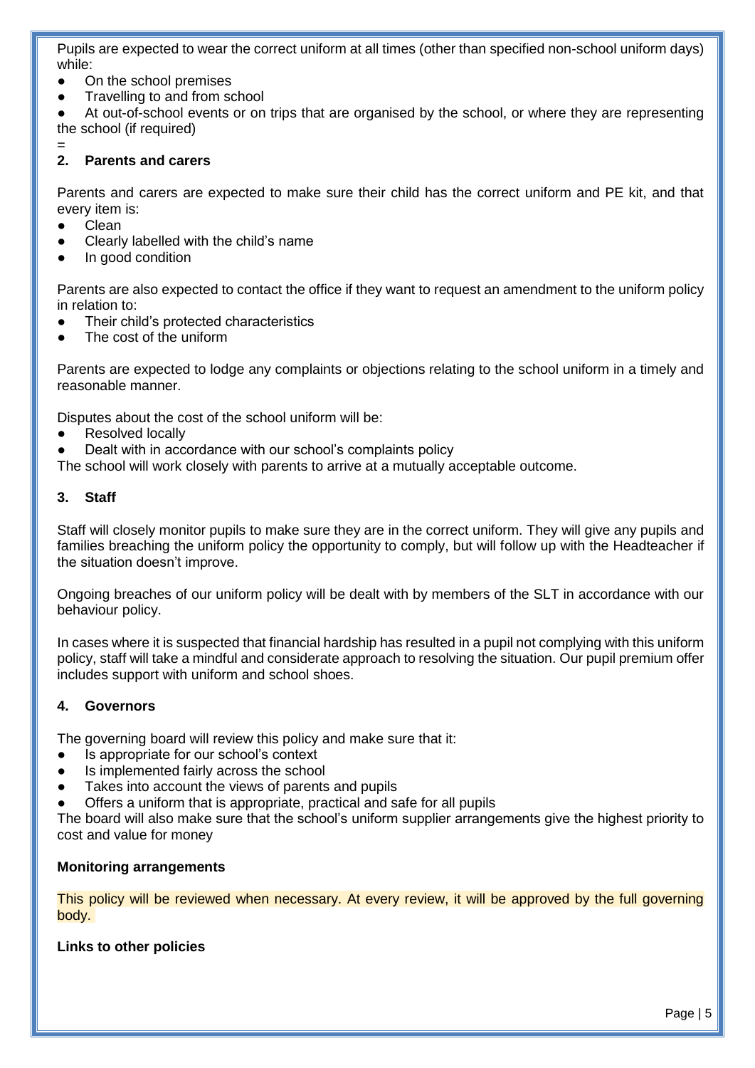Pupils are expected to wear the correct uniform at all times (other than specified non-school uniform days) while:

- On the school premises
- Travelling to and from school
- At out-of-school events or on trips that are organised by the school, or where they are representing the school (if required)

=

## 2. Parents and carers

Parents and carers are expected to make sure their child has the correct uniform and PE kit, and that every item is:

- Clean
- Clearly labelled with the child's name
- In good condition

Parents are also expected to contact the office if they want to request an amendment to the uniform policy in relation to:

- Their child's protected characteristics
- The cost of the uniform

Parents are expected to lodge any complaints or objections relating to the school uniform in a timely and reasonable manner.

Disputes about the cost of the school uniform will be:

- Resolved locally
- Dealt with in accordance with our school's complaints policy

The school will work closely with parents to arrive at a mutually acceptable outcome.

## 3. Staff

Staff will closely monitor pupils to make sure they are in the correct uniform. They will give any pupils and families breaching the uniform policy the opportunity to comply, but will follow up with the Headteacher if the situation doesn't improve.

Ongoing breaches of our uniform policy will be dealt with by members of the SLT in accordance with our behaviour policy.

In cases where it is suspected that financial hardship has resulted in a pupil not complying with this uniform policy, staff will take a mindful and considerate approach to resolving the situation. Our pupil premium offer includes support with uniform and school shoes.

## 4. Governors

The governing board will review this policy and make sure that it:

- Is appropriate for our school's context
- Is implemented fairly across the school
- Takes into account the views of parents and pupils
- Offers a uniform that is appropriate, practical and safe for all pupils

The board will also make sure that the school's uniform supplier arrangements give the highest priority to cost and value for money

**Monitoring arrangements**

This policy will be reviewed when necessary. At every review, it will be approved by the full governing body.

**Links to other policies**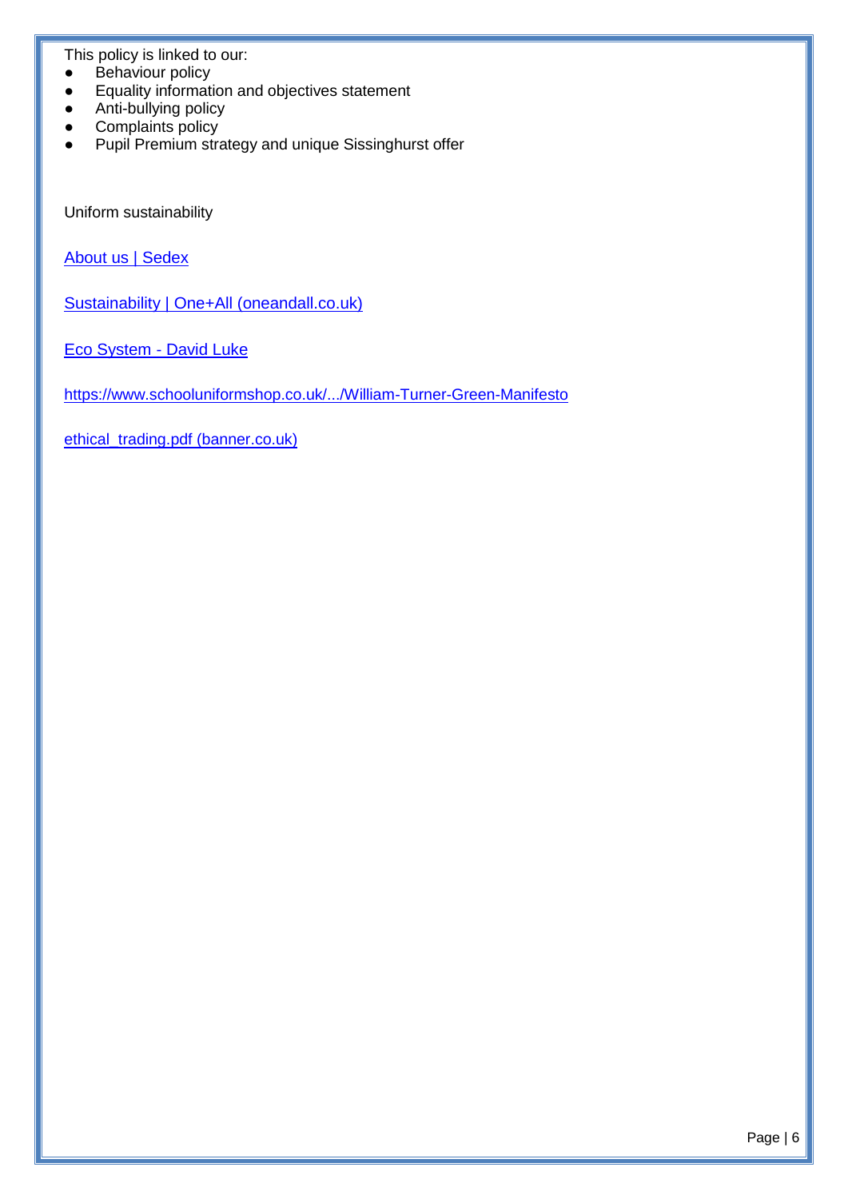This policy is linked to our:

- Behaviour policy
- Equality information and objectives statement
- Anti-bullying policy
- Complaints policy
- Pupil Premium strategy and unique Sissinghurst offer

Uniform sustainability

About us | Sedex

Sustainability | One+All (oneandall.co.uk)

Eco System - David Luke

https://www.schooluniformshop.co.uk/.../William-Turner-Green-Manifesto

ethical_trading.pdf (banner.co.uk)